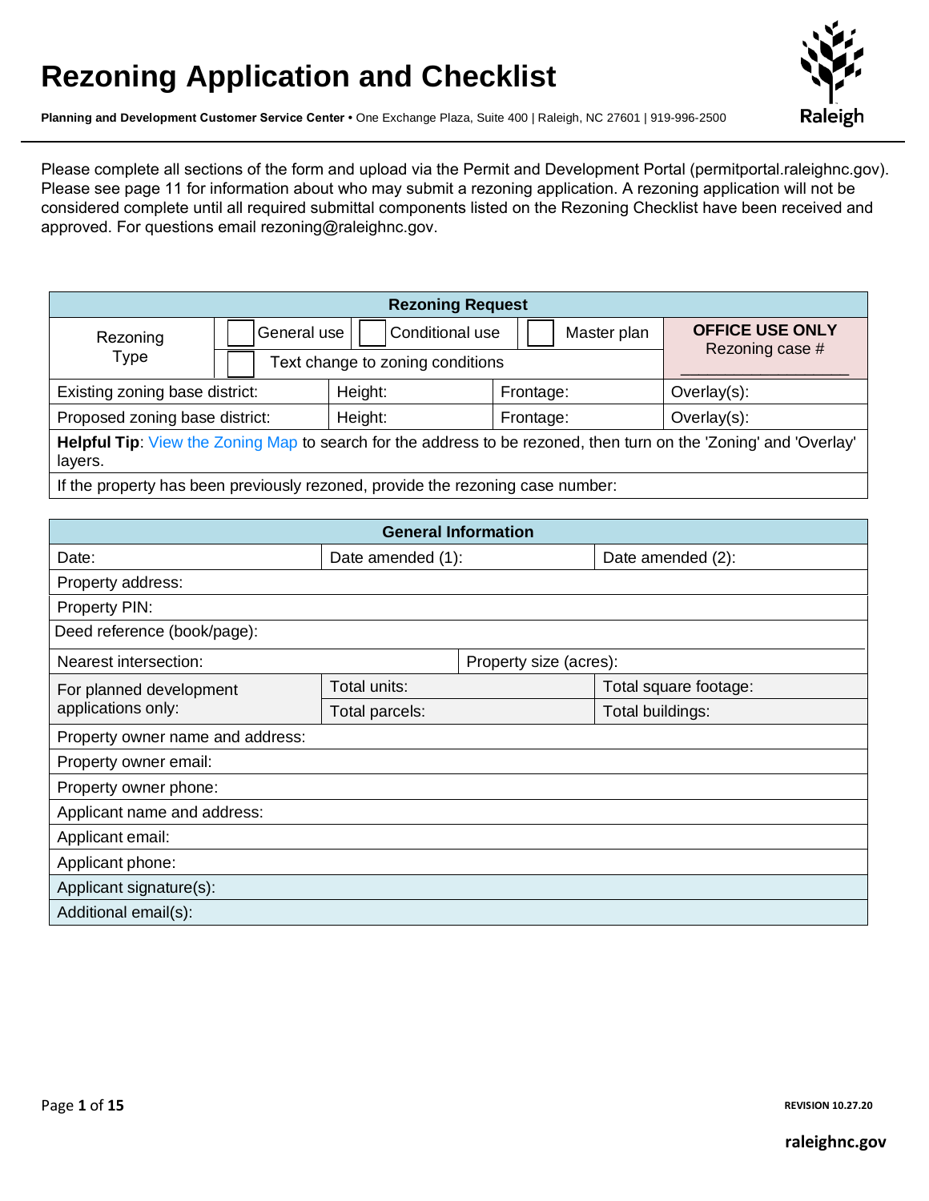# Rezoning Application and Checklist

**Planning and Development Customer Service Center** • One Exchange Plaza, Suite 400 | Raleigh, NC 27601 | 919-996-2500

Please complete all sections of the form and upload via the Permit and Development Portal (permitportal.raleighnc.gov). Please see page 11 for information about who may submit a rezoning application. A rezoning application will not be considered complete until all required submittal components listed on the Rezoning Checklist have been received and approved. For questions email rezoning@raleighnc.gov.

| **Rezoning Request** | | | |
|---|---|---|---|
| Rezoning Type | ☐ General use ☐ Conditional use ☐ Master plan<br>☐ Text change to zoning conditions | | **OFFICE USE ONLY**<br>Rezoning case # ______________ |
| Existing zoning base district: | Height: | Frontage: | Overlay(s): |
| Proposed zoning base district: | Height: | Frontage: | Overlay(s): |
| **Helpful Tip**: View the Zoning Map to search for the address to be rezoned, then turn on the 'Zoning' and 'Overlay' layers. | | | |
| If the property has been previously rezoned, provide the rezoning case number: | | | |

| **General Information** | | |
|---|---|---|
| Date: | Date amended (1): | Date amended (2): |
| Property address: | | |
| Property PIN: | | |
| Deed reference (book/page): | | |
| Nearest intersection: | Property size (acres): | |
| For planned development applications only: | Total units: | Total square footage: |
| | Total parcels: | Total buildings: |
| Property owner name and address: | | |
| Property owner email: | | |
| Property owner phone: | | |
| Applicant name and address: | | |
| Applicant email: | | |
| Applicant phone: | | |
| Applicant signature(s): | | |
| Additional email(s): | | |

REVISION 10.27.20

raleighnc.gov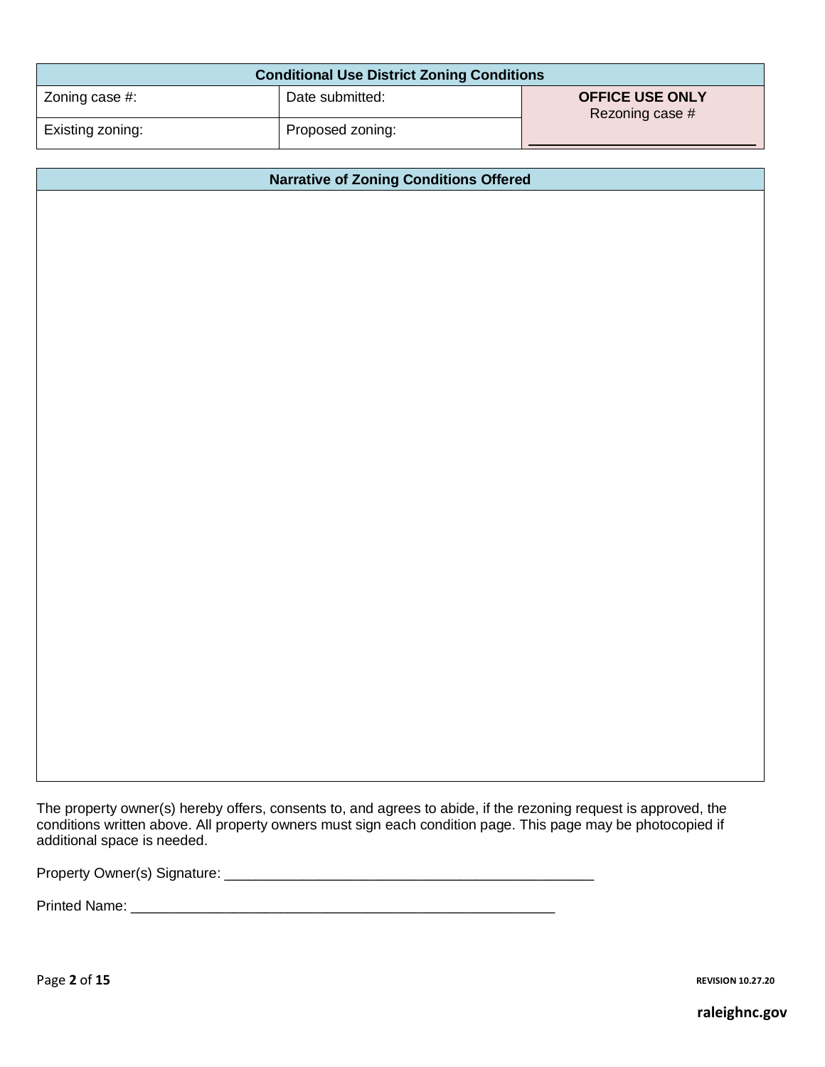| Conditional Use District Zoning Conditions | | |
|---|---|---|
| Zoning case #: | Date submitted: | **OFFICE USE ONLY**<br>Rezoning case #<br>___________________________ |
| Existing zoning: | Proposed zoning: | |

| Narrative of Zoning Conditions Offered |
|---|
| |

The property owner(s) hereby offers, consents to, and agrees to abide, if the rezoning request is approved, the conditions written above. All property owners must sign each condition page. This page may be photocopied if additional space is needed.

Property Owner(s) Signature: ________________________________________________

Printed Name: _______________________________________________________

REVISION 10.27.20

raleighnc.gov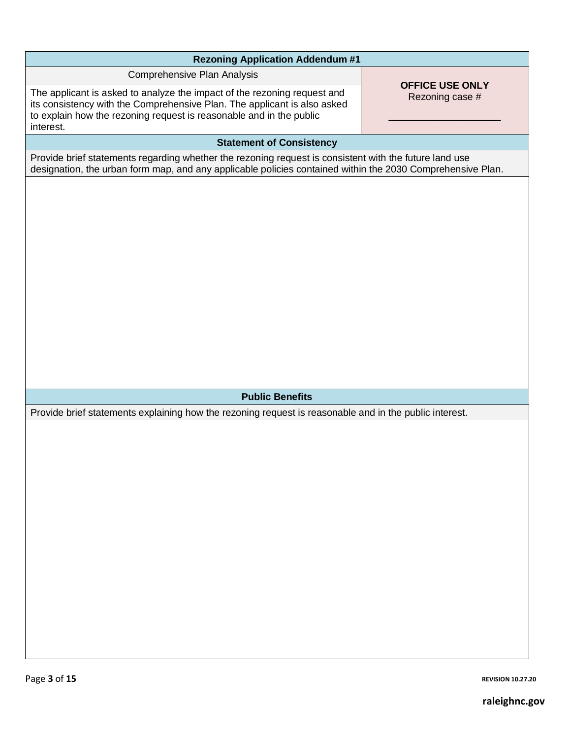| Rezoning Application Addendum #1 | |
|---|---|
| Comprehensive Plan Analysis | **OFFICE USE ONLY**<br>Rezoning case #<br><br>___________________ |
| The applicant is asked to analyze the impact of the rezoning request and its consistency with the Comprehensive Plan. The applicant is also asked to explain how the rezoning request is reasonable and in the public interest. | |

| **Statement of Consistency** |
|---|
| Provide brief statements regarding whether the rezoning request is consistent with the future land use designation, the urban form map, and any applicable policies contained within the 2030 Comprehensive Plan. |
| |

| **Public Benefits** |
|---|
| Provide brief statements explaining how the rezoning request is reasonable and in the public interest. |
| |

raleighnc.gov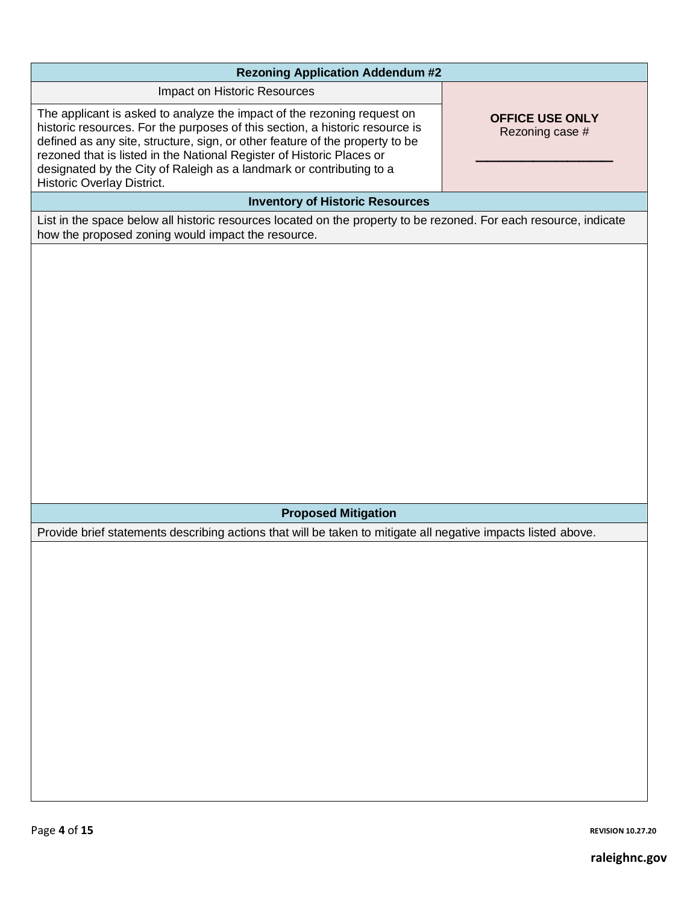| Rezoning Application Addendum #2 | |
|---|---|
| Impact on Historic Resources | **OFFICE USE ONLY**<br>Rezoning case #<br><br>\_\_\_\_\_\_\_\_\_\_\_\_\_\_\_\_\_\_\_\_ |
| The applicant is asked to analyze the impact of the rezoning request on historic resources. For the purposes of this section, a historic resource is defined as any site, structure, sign, or other feature of the property to be rezoned that is listed in the National Register of Historic Places or designated by the City of Raleigh as a landmark or contributing to a Historic Overlay District. | |

| **Inventory of Historic Resources** |
|---|
| List in the space below all historic resources located on the property to be rezoned. For each resource, indicate how the proposed zoning would impact the resource. |
| |

| **Proposed Mitigation** |
|---|
| Provide brief statements describing actions that will be taken to mitigate all negative impacts listed above. |
| |

REVISION 10.27.20

raleighnc.gov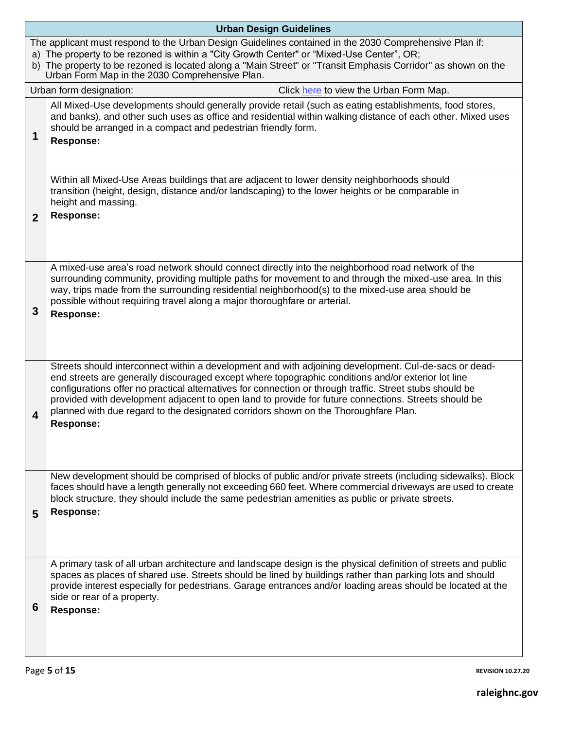| Urban Design Guidelines | |
|---|---|
| The applicant must respond to the Urban Design Guidelines contained in the 2030 Comprehensive Plan if:<br>a) The property to be rezoned is within a "City Growth Center" or "Mixed-Use Center", OR;<br>b) The property to be rezoned is located along a "Main Street" or "Transit Emphasis Corridor" as shown on the Urban Form Map in the 2030 Comprehensive Plan. | |
| Urban form designation: | Click here to view the Urban Form Map. |

| | |
|---|---|
| **1** | All Mixed-Use developments should generally provide retail (such as eating establishments, food stores, and banks), and other such uses as office and residential within walking distance of each other. Mixed uses should be arranged in a compact and pedestrian friendly form.<br>**Response:** |
| **2** | Within all Mixed-Use Areas buildings that are adjacent to lower density neighborhoods should transition (height, design, distance and/or landscaping) to the lower heights or be comparable in height and massing.<br>**Response:** |
| **3** | A mixed-use area's road network should connect directly into the neighborhood road network of the surrounding community, providing multiple paths for movement to and through the mixed-use area. In this way, trips made from the surrounding residential neighborhood(s) to the mixed-use area should be possible without requiring travel along a major thoroughfare or arterial.<br>**Response:** |
| **4** | Streets should interconnect within a development and with adjoining development. Cul-de-sacs or dead-end streets are generally discouraged except where topographic conditions and/or exterior lot line configurations offer no practical alternatives for connection or through traffic. Street stubs should be provided with development adjacent to open land to provide for future connections. Streets should be planned with due regard to the designated corridors shown on the Thoroughfare Plan.<br>**Response:** |
| **5** | New development should be comprised of blocks of public and/or private streets (including sidewalks). Block faces should have a length generally not exceeding 660 feet. Where commercial driveways are used to create block structure, they should include the same pedestrian amenities as public or private streets.<br>**Response:** |
| **6** | A primary task of all urban architecture and landscape design is the physical definition of streets and public spaces as places of shared use. Streets should be lined by buildings rather than parking lots and should provide interest especially for pedestrians. Garage entrances and/or loading areas should be located at the side or rear of a property.<br>**Response:** |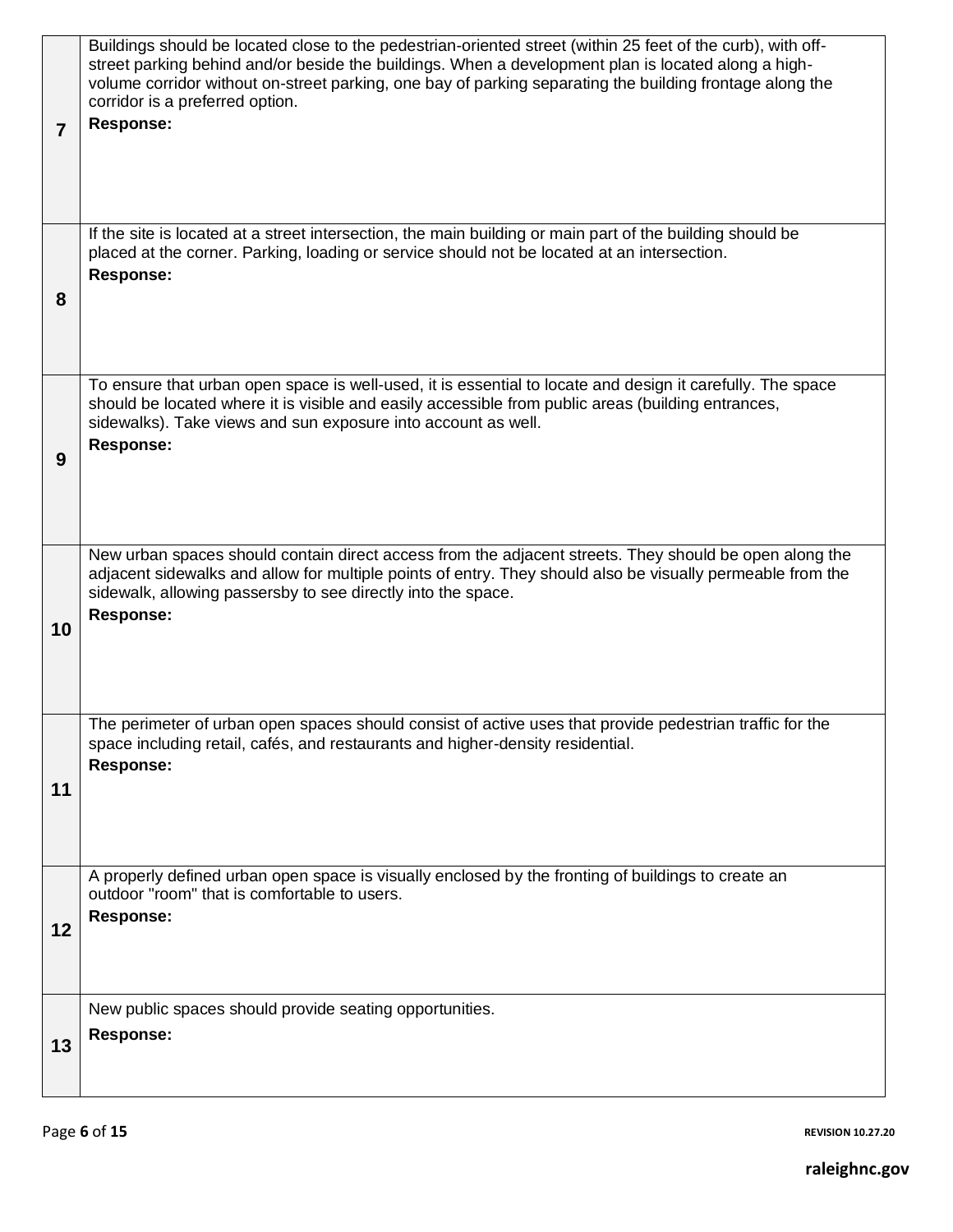| | |
|---|---|
| **7** | Buildings should be located close to the pedestrian-oriented street (within 25 feet of the curb), with off-street parking behind and/or beside the buildings. When a development plan is located along a high-volume corridor without on-street parking, one bay of parking separating the building frontage along the corridor is a preferred option.<br>**Response:** |
| **8** | If the site is located at a street intersection, the main building or main part of the building should be placed at the corner. Parking, loading or service should not be located at an intersection.<br>**Response:** |
| **9** | To ensure that urban open space is well-used, it is essential to locate and design it carefully. The space should be located where it is visible and easily accessible from public areas (building entrances, sidewalks). Take views and sun exposure into account as well.<br>**Response:** |
| **10** | New urban spaces should contain direct access from the adjacent streets. They should be open along the adjacent sidewalks and allow for multiple points of entry. They should also be visually permeable from the sidewalk, allowing passersby to see directly into the space.<br>**Response:** |
| **11** | The perimeter of urban open spaces should consist of active uses that provide pedestrian traffic for the space including retail, cafés, and restaurants and higher-density residential.<br>**Response:** |
| **12** | A properly defined urban open space is visually enclosed by the fronting of buildings to create an outdoor "room" that is comfortable to users.<br>**Response:** |
| **13** | New public spaces should provide seating opportunities.<br>**Response:** |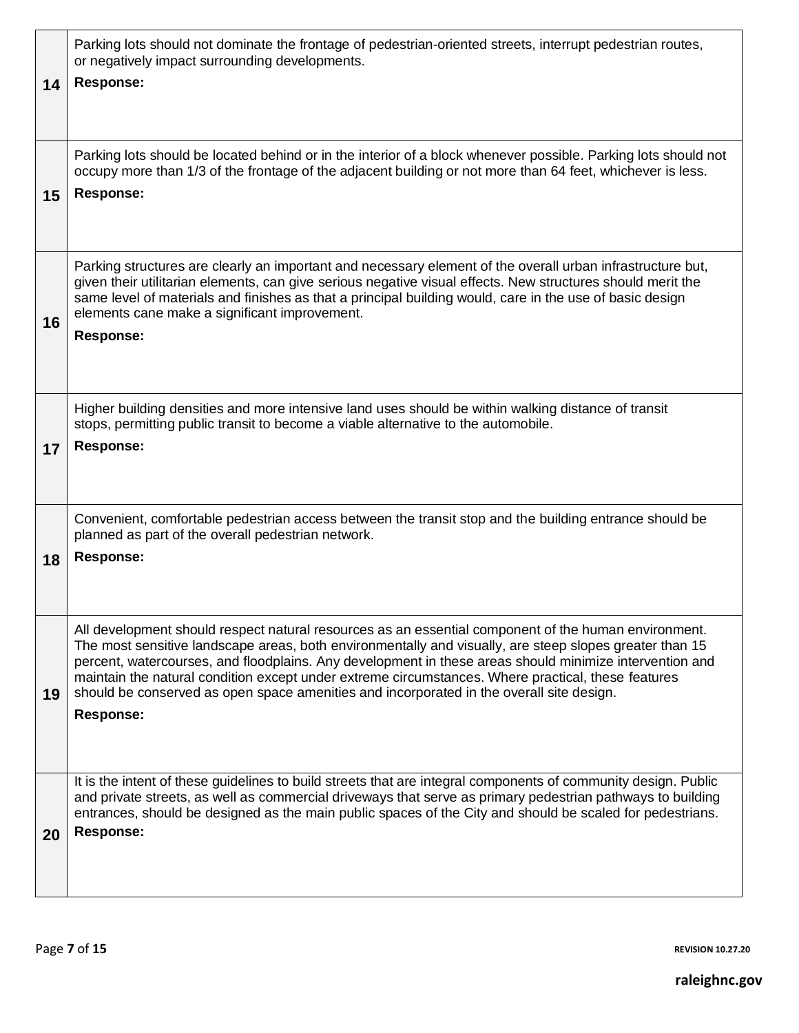| | |
|---|---|
| **14** | Parking lots should not dominate the frontage of pedestrian-oriented streets, interrupt pedestrian routes, or negatively impact surrounding developments.<br>**Response:** |
| **15** | Parking lots should be located behind or in the interior of a block whenever possible. Parking lots should not occupy more than 1/3 of the frontage of the adjacent building or not more than 64 feet, whichever is less.<br>**Response:** |
| **16** | Parking structures are clearly an important and necessary element of the overall urban infrastructure but, given their utilitarian elements, can give serious negative visual effects. New structures should merit the same level of materials and finishes as that a principal building would, care in the use of basic design elements cane make a significant improvement.<br>**Response:** |
| **17** | Higher building densities and more intensive land uses should be within walking distance of transit stops, permitting public transit to become a viable alternative to the automobile.<br>**Response:** |
| **18** | Convenient, comfortable pedestrian access between the transit stop and the building entrance should be planned as part of the overall pedestrian network.<br>**Response:** |
| **19** | All development should respect natural resources as an essential component of the human environment. The most sensitive landscape areas, both environmentally and visually, are steep slopes greater than 15 percent, watercourses, and floodplains. Any development in these areas should minimize intervention and maintain the natural condition except under extreme circumstances. Where practical, these features should be conserved as open space amenities and incorporated in the overall site design.<br>**Response:** |
| **20** | It is the intent of these guidelines to build streets that are integral components of community design. Public and private streets, as well as commercial driveways that serve as primary pedestrian pathways to building entrances, should be designed as the main public spaces of the City and should be scaled for pedestrians.<br>**Response:** |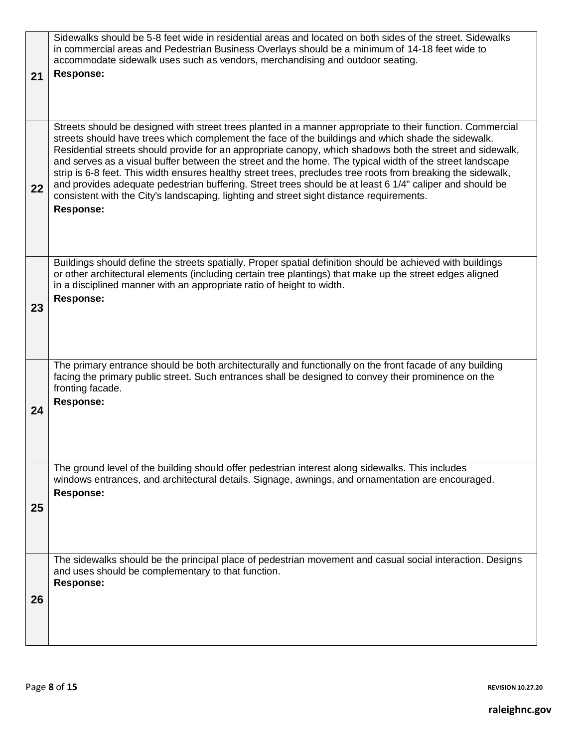| | |
|---|---|
| 21 | Sidewalks should be 5-8 feet wide in residential areas and located on both sides of the street. Sidewalks in commercial areas and Pedestrian Business Overlays should be a minimum of 14-18 feet wide to accommodate sidewalk uses such as vendors, merchandising and outdoor seating.<br>**Response:** |
| 22 | Streets should be designed with street trees planted in a manner appropriate to their function. Commercial streets should have trees which complement the face of the buildings and which shade the sidewalk. Residential streets should provide for an appropriate canopy, which shadows both the street and sidewalk, and serves as a visual buffer between the street and the home. The typical width of the street landscape strip is 6-8 feet. This width ensures healthy street trees, precludes tree roots from breaking the sidewalk, and provides adequate pedestrian buffering. Street trees should be at least 6 1/4" caliper and should be consistent with the City's landscaping, lighting and street sight distance requirements.<br>**Response:** |
| 23 | Buildings should define the streets spatially. Proper spatial definition should be achieved with buildings or other architectural elements (including certain tree plantings) that make up the street edges aligned in a disciplined manner with an appropriate ratio of height to width.<br>**Response:** |
| 24 | The primary entrance should be both architecturally and functionally on the front facade of any building facing the primary public street. Such entrances shall be designed to convey their prominence on the fronting facade.<br>**Response:** |
| 25 | The ground level of the building should offer pedestrian interest along sidewalks. This includes windows entrances, and architectural details. Signage, awnings, and ornamentation are encouraged.<br>**Response:** |
| 26 | The sidewalks should be the principal place of pedestrian movement and casual social interaction. Designs and uses should be complementary to that function.<br>**Response:** |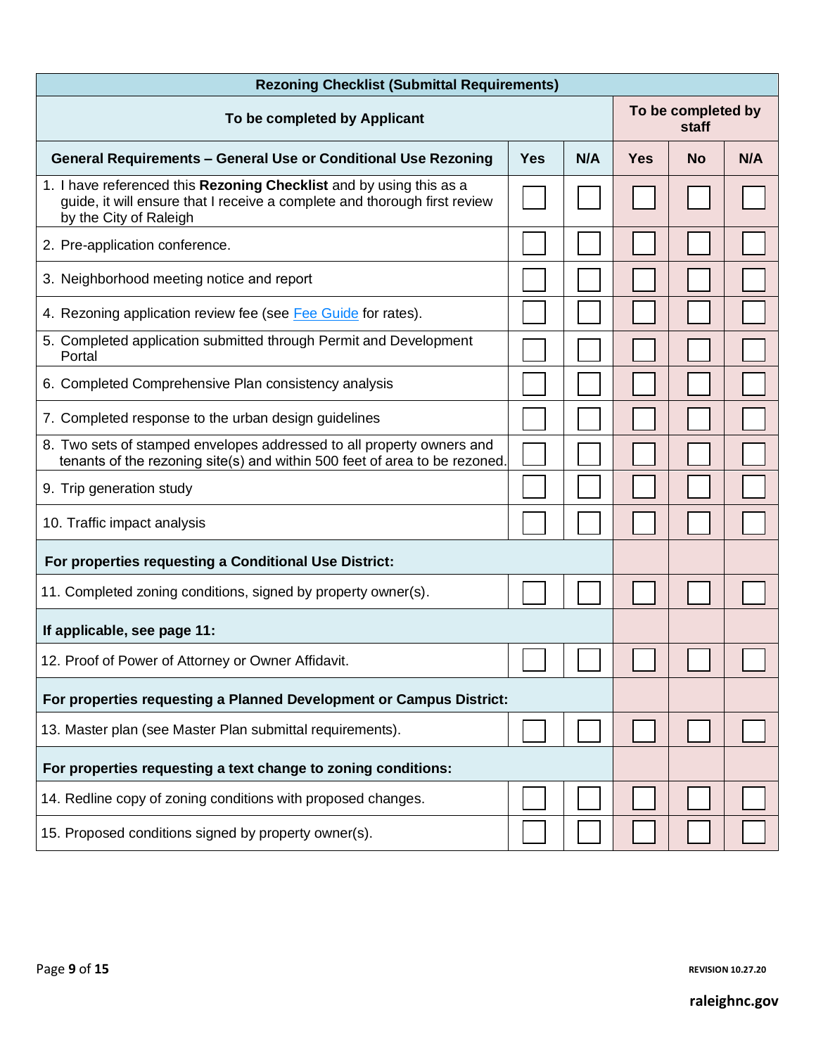| Rezoning Checklist (Submittal Requirements) | | | | | |
|---|---|---|---|---|---|
| **To be completed by Applicant** | | | **To be completed by staff** | | |
| **General Requirements – General Use or Conditional Use Rezoning** | **Yes** | **N/A** | **Yes** | **No** | **N/A** |
| 1. I have referenced this **Rezoning Checklist** and by using this as a guide, it will ensure that I receive a complete and thorough first review by the City of Raleigh | ☐ | ☐ | ☐ | ☐ | ☐ |
| 2. Pre-application conference. | ☐ | ☐ | ☐ | ☐ | ☐ |
| 3. Neighborhood meeting notice and report | ☐ | ☐ | ☐ | ☐ | ☐ |
| 4. Rezoning application review fee (see Fee Guide for rates). | ☐ | ☐ | ☐ | ☐ | ☐ |
| 5. Completed application submitted through Permit and Development Portal | ☐ | ☐ | ☐ | ☐ | ☐ |
| 6. Completed Comprehensive Plan consistency analysis | ☐ | ☐ | ☐ | ☐ | ☐ |
| 7. Completed response to the urban design guidelines | ☐ | ☐ | ☐ | ☐ | ☐ |
| 8. Two sets of stamped envelopes addressed to all property owners and tenants of the rezoning site(s) and within 500 feet of area to be rezoned. | ☐ | ☐ | ☐ | ☐ | ☐ |
| 9. Trip generation study | ☐ | ☐ | ☐ | ☐ | ☐ |
| 10. Traffic impact analysis | ☐ | ☐ | ☐ | ☐ | ☐ |
| **For properties requesting a Conditional Use District:** | | | | | |
| 11. Completed zoning conditions, signed by property owner(s). | ☐ | ☐ | ☐ | ☐ | ☐ |
| **If applicable, see page 11:** | | | | | |
| 12. Proof of Power of Attorney or Owner Affidavit. | ☐ | ☐ | ☐ | ☐ | ☐ |
| **For properties requesting a Planned Development or Campus District:** | | | | | |
| 13. Master plan (see Master Plan submittal requirements). | ☐ | ☐ | ☐ | ☐ | ☐ |
| **For properties requesting a text change to zoning conditions:** | | | | | |
| 14. Redline copy of zoning conditions with proposed changes. | ☐ | ☐ | ☐ | ☐ | ☐ |
| 15. Proposed conditions signed by property owner(s). | ☐ | ☐ | ☐ | ☐ | ☐ |

REVISION 10.27.20

raleighnc.gov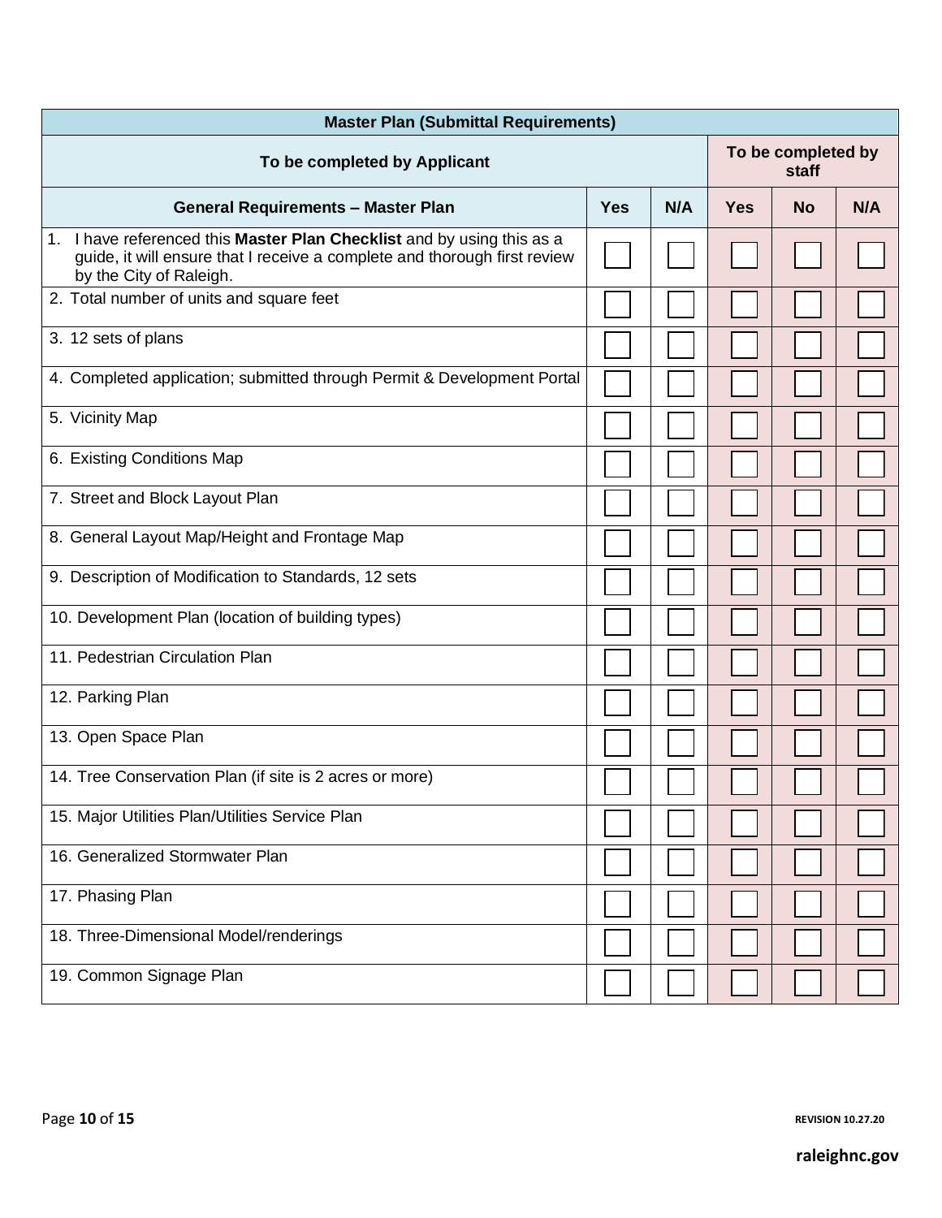| Master Plan (Submittal Requirements) | | | | | |
|---|---|---|---|---|---|
| **To be completed by Applicant** | | | **To be completed by staff** | | |
| **General Requirements – Master Plan** | **Yes** | **N/A** | **Yes** | **No** | **N/A** |
| 1. I have referenced this **Master Plan Checklist** and by using this as a guide, it will ensure that I receive a complete and thorough first review by the City of Raleigh. | ☐ | ☐ | ☐ | ☐ | ☐ |
| 2. Total number of units and square feet | ☐ | ☐ | ☐ | ☐ | ☐ |
| 3. 12 sets of plans | ☐ | ☐ | ☐ | ☐ | ☐ |
| 4. Completed application; submitted through Permit & Development Portal | ☐ | ☐ | ☐ | ☐ | ☐ |
| 5. Vicinity Map | ☐ | ☐ | ☐ | ☐ | ☐ |
| 6. Existing Conditions Map | ☐ | ☐ | ☐ | ☐ | ☐ |
| 7. Street and Block Layout Plan | ☐ | ☐ | ☐ | ☐ | ☐ |
| 8. General Layout Map/Height and Frontage Map | ☐ | ☐ | ☐ | ☐ | ☐ |
| 9. Description of Modification to Standards, 12 sets | ☐ | ☐ | ☐ | ☐ | ☐ |
| 10. Development Plan (location of building types) | ☐ | ☐ | ☐ | ☐ | ☐ |
| 11. Pedestrian Circulation Plan | ☐ | ☐ | ☐ | ☐ | ☐ |
| 12. Parking Plan | ☐ | ☐ | ☐ | ☐ | ☐ |
| 13. Open Space Plan | ☐ | ☐ | ☐ | ☐ | ☐ |
| 14. Tree Conservation Plan (if site is 2 acres or more) | ☐ | ☐ | ☐ | ☐ | ☐ |
| 15. Major Utilities Plan/Utilities Service Plan | ☐ | ☐ | ☐ | ☐ | ☐ |
| 16. Generalized Stormwater Plan | ☐ | ☐ | ☐ | ☐ | ☐ |
| 17. Phasing Plan | ☐ | ☐ | ☐ | ☐ | ☐ |
| 18. Three-Dimensional Model/renderings | ☐ | ☐ | ☐ | ☐ | ☐ |
| 19. Common Signage Plan | ☐ | ☐ | ☐ | ☐ | ☐ |

REVISION 10.27.20

raleighnc.gov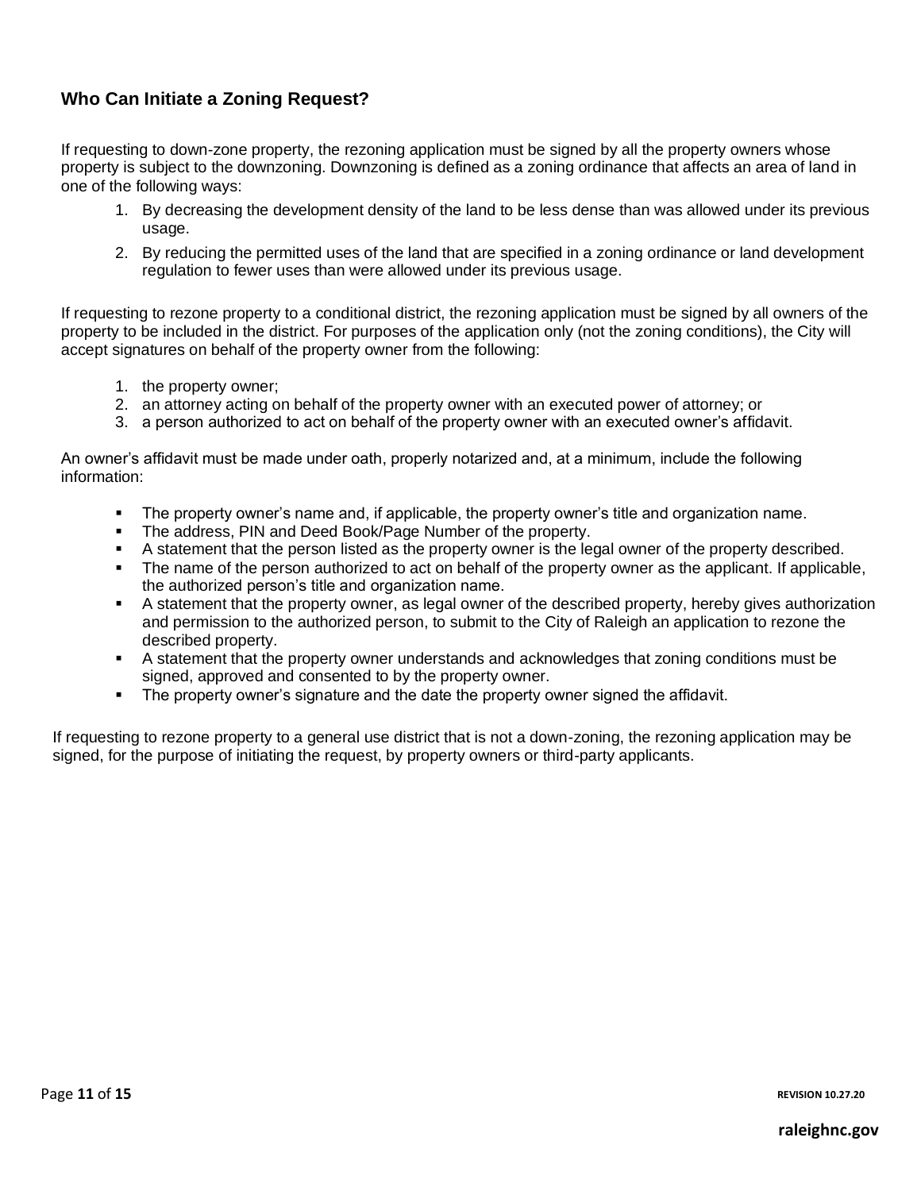## Who Can Initiate a Zoning Request?

If requesting to down-zone property, the rezoning application must be signed by all the property owners whose property is subject to the downzoning. Downzoning is defined as a zoning ordinance that affects an area of land in one of the following ways:

1. By decreasing the development density of the land to be less dense than was allowed under its previous usage.
2. By reducing the permitted uses of the land that are specified in a zoning ordinance or land development regulation to fewer uses than were allowed under its previous usage.

If requesting to rezone property to a conditional district, the rezoning application must be signed by all owners of the property to be included in the district. For purposes of the application only (not the zoning conditions), the City will accept signatures on behalf of the property owner from the following:

1. the property owner;
2. an attorney acting on behalf of the property owner with an executed power of attorney; or
3. a person authorized to act on behalf of the property owner with an executed owner's affidavit.

An owner's affidavit must be made under oath, properly notarized and, at a minimum, include the following information:

- The property owner's name and, if applicable, the property owner's title and organization name.
- The address, PIN and Deed Book/Page Number of the property.
- A statement that the person listed as the property owner is the legal owner of the property described.
- The name of the person authorized to act on behalf of the property owner as the applicant. If applicable, the authorized person's title and organization name.
- A statement that the property owner, as legal owner of the described property, hereby gives authorization and permission to the authorized person, to submit to the City of Raleigh an application to rezone the described property.
- A statement that the property owner understands and acknowledges that zoning conditions must be signed, approved and consented to by the property owner.
- The property owner's signature and the date the property owner signed the affidavit.

If requesting to rezone property to a general use district that is not a down-zoning, the rezoning application may be signed, for the purpose of initiating the request, by property owners or third-party applicants.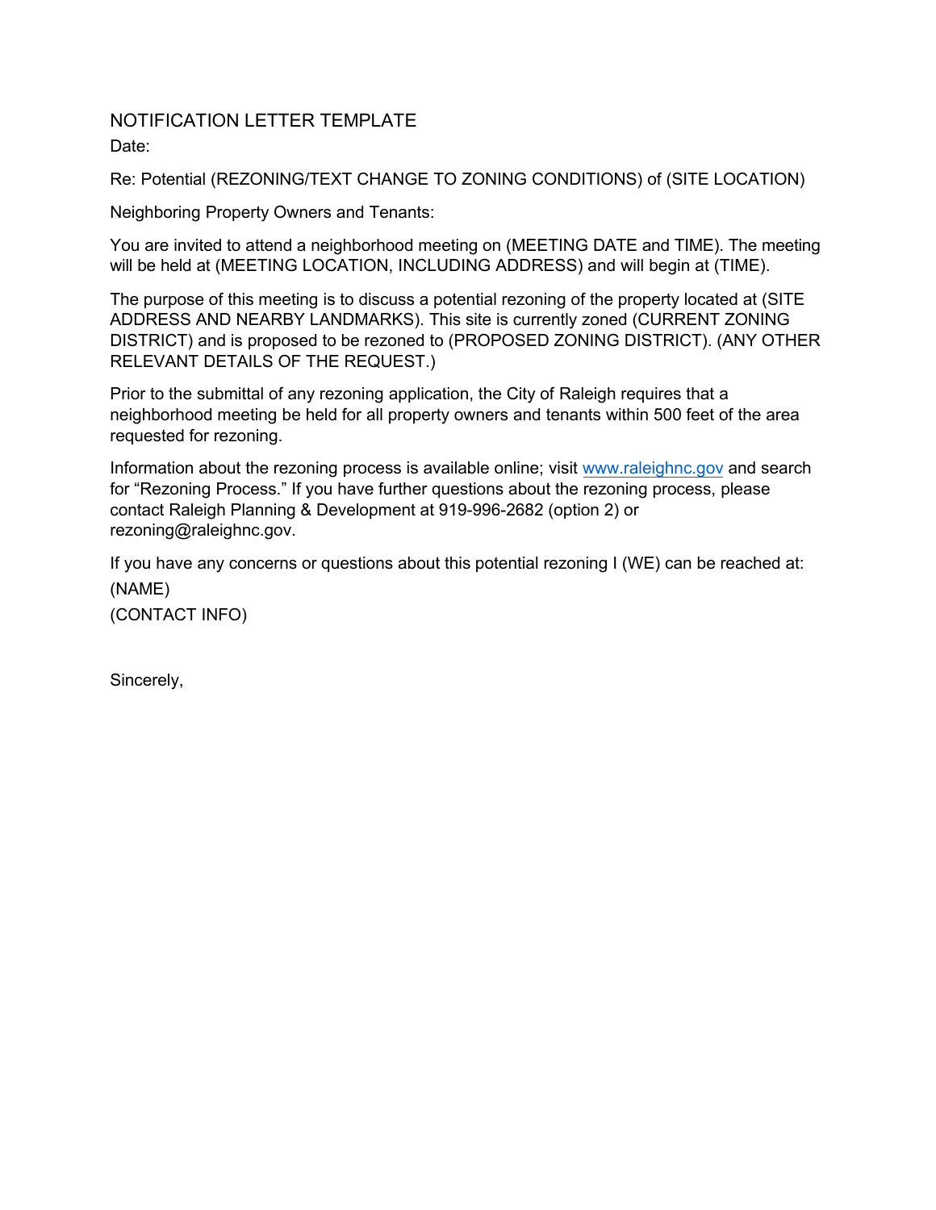# NOTIFICATION LETTER TEMPLATE

Date:

Re: Potential (REZONING/TEXT CHANGE TO ZONING CONDITIONS) of (SITE LOCATION)

Neighboring Property Owners and Tenants:

You are invited to attend a neighborhood meeting on (MEETING DATE and TIME). The meeting will be held at (MEETING LOCATION, INCLUDING ADDRESS) and will begin at (TIME).

The purpose of this meeting is to discuss a potential rezoning of the property located at (SITE ADDRESS AND NEARBY LANDMARKS). This site is currently zoned (CURRENT ZONING DISTRICT) and is proposed to be rezoned to (PROPOSED ZONING DISTRICT). (ANY OTHER RELEVANT DETAILS OF THE REQUEST.)

Prior to the submittal of any rezoning application, the City of Raleigh requires that a neighborhood meeting be held for all property owners and tenants within 500 feet of the area requested for rezoning.

Information about the rezoning process is available online; visit www.raleighnc.gov and search for "Rezoning Process." If you have further questions about the rezoning process, please contact Raleigh Planning & Development at 919-996-2682 (option 2) or rezoning@raleighnc.gov.

If you have any concerns or questions about this potential rezoning I (WE) can be reached at:

(NAME)

(CONTACT INFO)

Sincerely,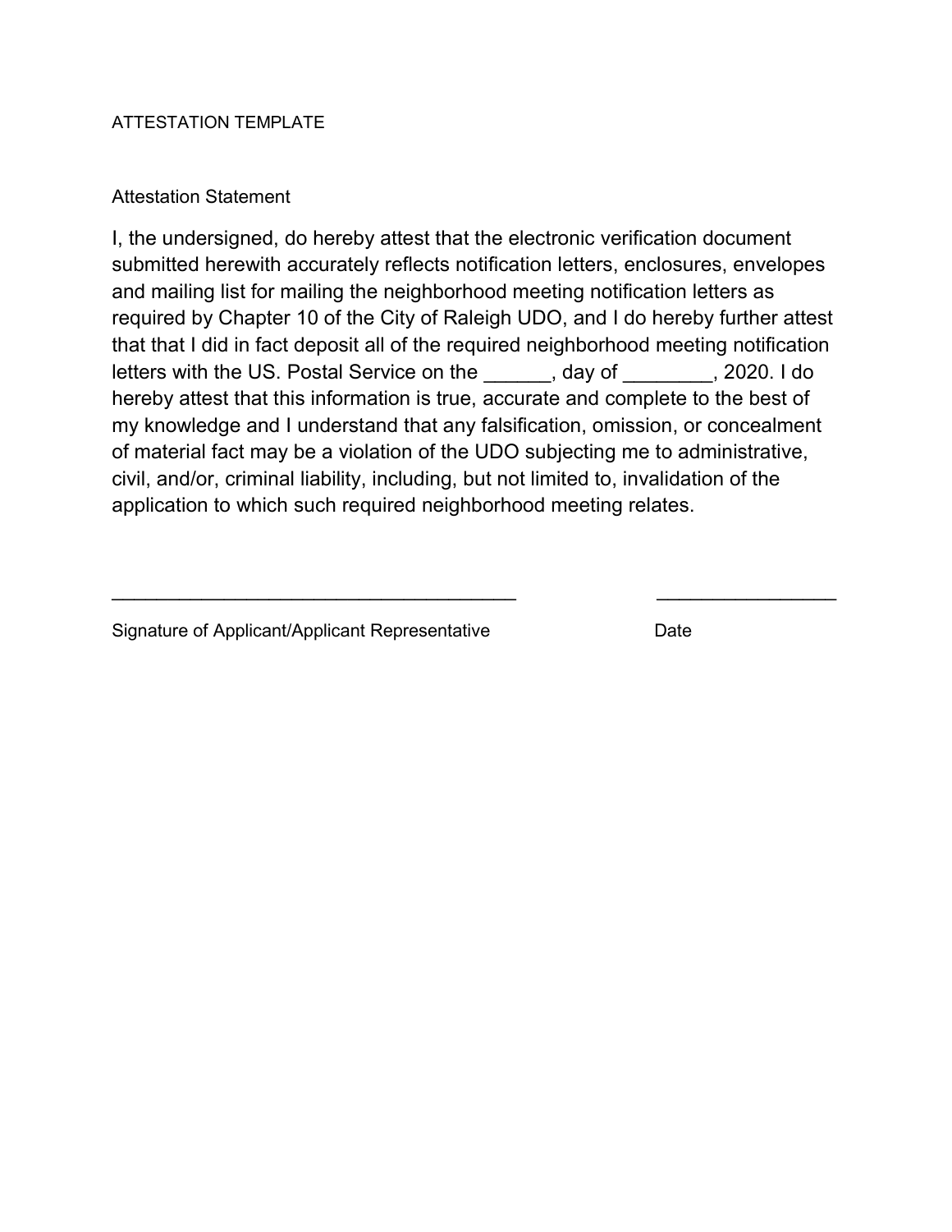ATTESTATION TEMPLATE

Attestation Statement

I, the undersigned, do hereby attest that the electronic verification document submitted herewith accurately reflects notification letters, enclosures, envelopes and mailing list for mailing the neighborhood meeting notification letters as required by Chapter 10 of the City of Raleigh UDO, and I do hereby further attest that that I did in fact deposit all of the required neighborhood meeting notification letters with the US. Postal Service on the ______, day of ________, 2020. I do hereby attest that this information is true, accurate and complete to the best of my knowledge and I understand that any falsification, omission, or concealment of material fact may be a violation of the UDO subjecting me to administrative, civil, and/or, criminal liability, including, but not limited to, invalidation of the application to which such required neighborhood meeting relates.

_______________________________________ _________________

Signature of Applicant/Applicant Representative Date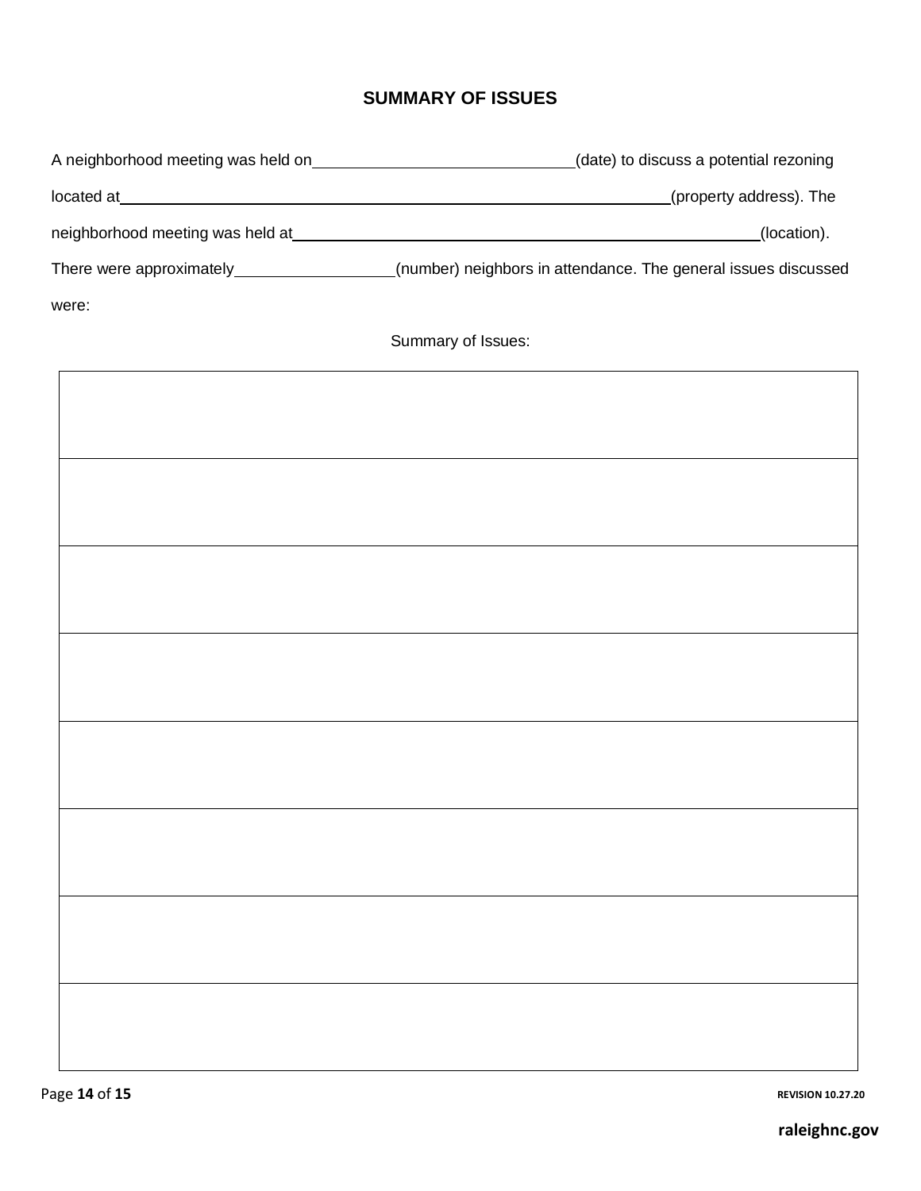## SUMMARY OF ISSUES

A neighborhood meeting was held on ______________________________ (date) to discuss a potential rezoning located at ______________________________________________________________ (property address). The neighborhood meeting was held at ______________________________________________________ (location). There were approximately _________________ (number) neighbors in attendance. The general issues discussed were:

Summary of Issues:

| |
|---|
| |
| |
| |
| |
| |
| |
| |
| |

raleighnc.gov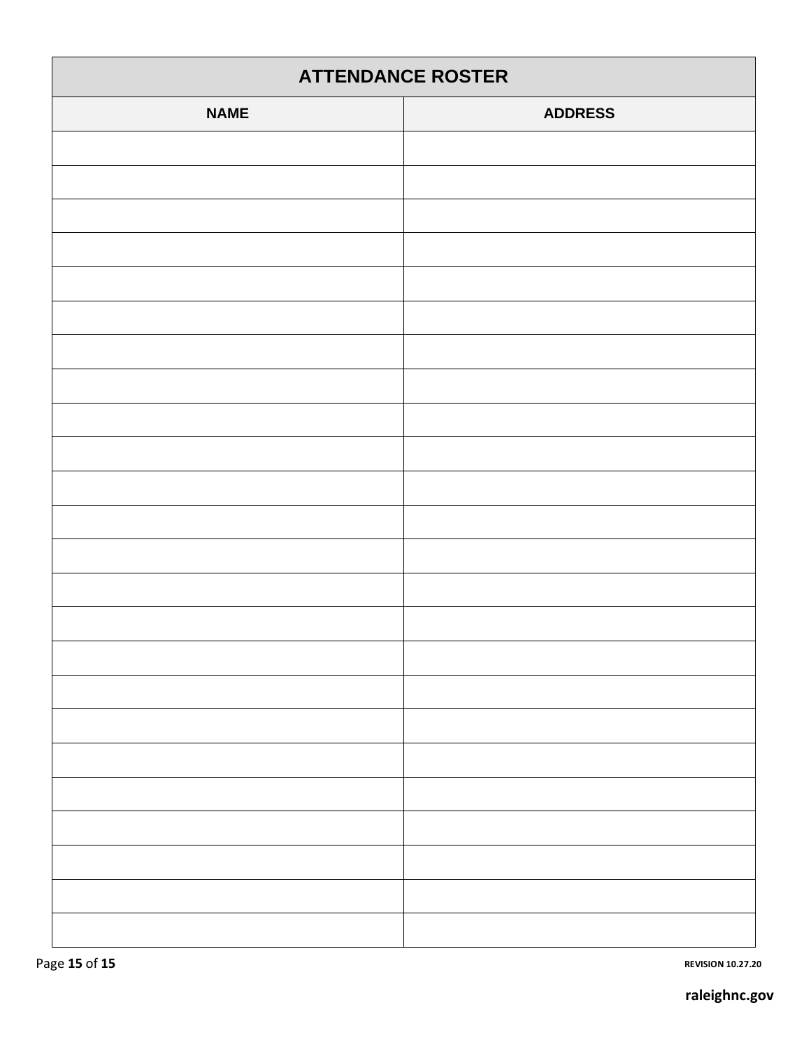## ATTENDANCE ROSTER

| NAME | ADDRESS |
| --- | --- |
| | |
| | |
| | |
| | |
| | |
| | |
| | |
| | |
| | |
| | |
| | |
| | |
| | |
| | |
| | |
| | |
| | |
| | |
| | |
| | |
| | |
| | |
| | |
| | |